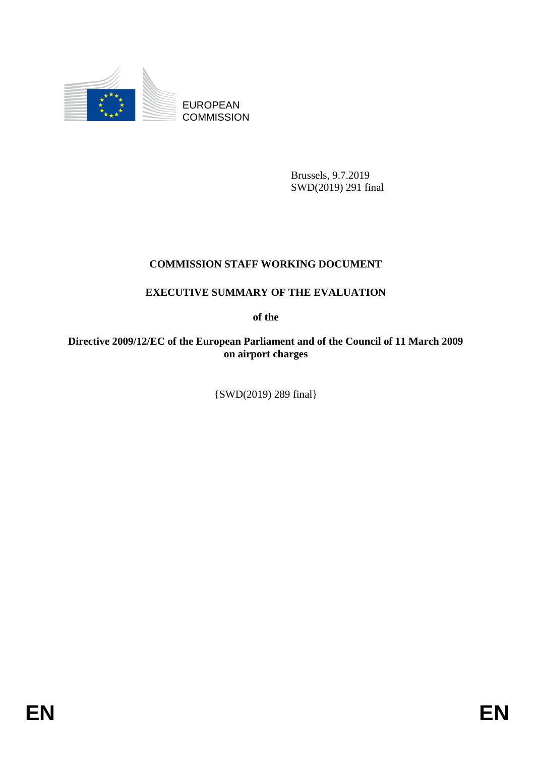EUROPEAN COMMISSION

Brussels, 9.7.2019
SWD(2019) 291 final

# COMMISSION STAFF WORKING DOCUMENT

## EXECUTIVE SUMMARY OF THE EVALUATION

**of the**

**Directive 2009/12/EC of the European Parliament and of the Council of 11 March 2009 on airport charges**

{SWD(2019) 289 final}

EN EN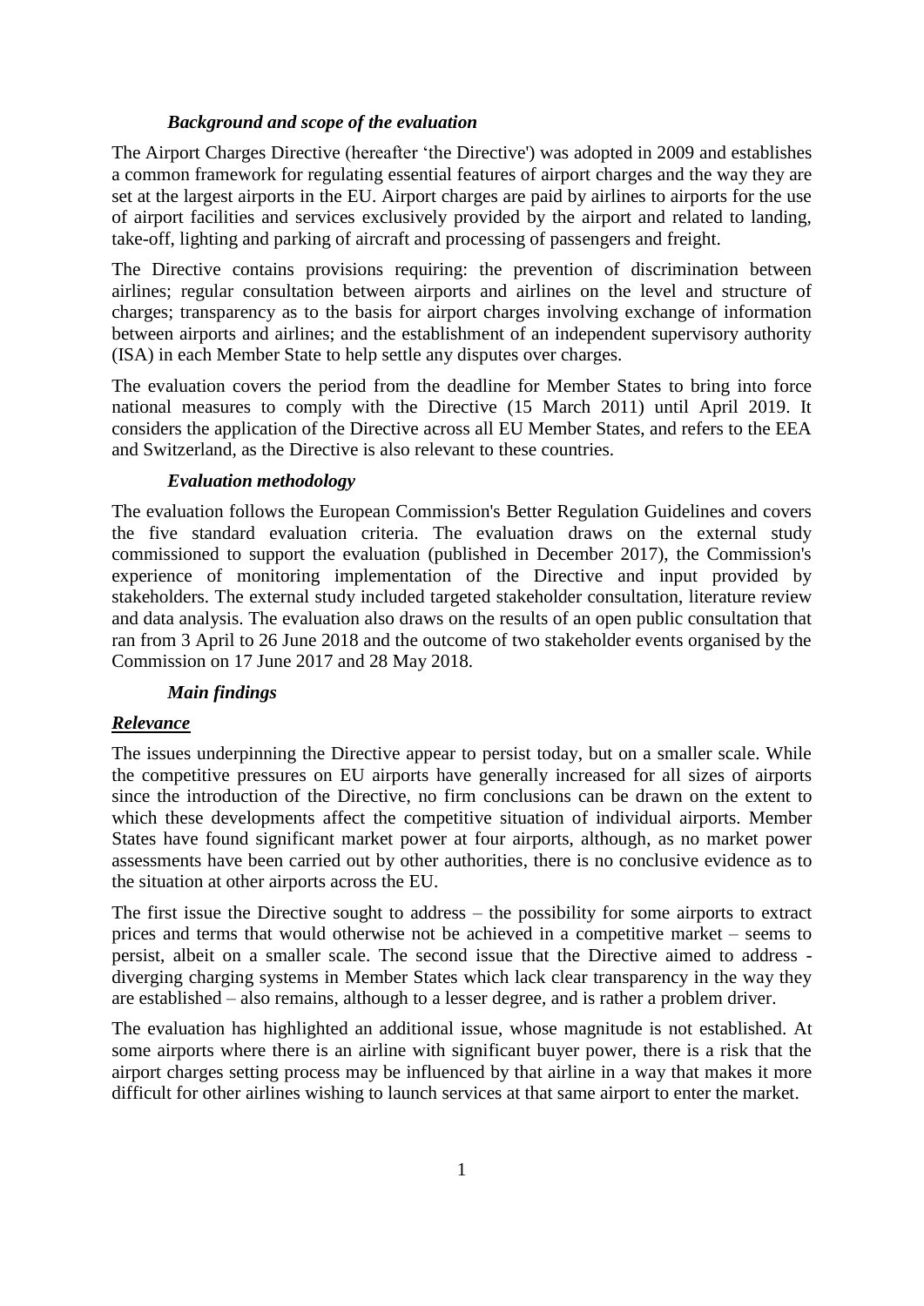### *Background and scope of the evaluation*

The Airport Charges Directive (hereafter 'the Directive') was adopted in 2009 and establishes a common framework for regulating essential features of airport charges and the way they are set at the largest airports in the EU. Airport charges are paid by airlines to airports for the use of airport facilities and services exclusively provided by the airport and related to landing, take-off, lighting and parking of aircraft and processing of passengers and freight.

The Directive contains provisions requiring: the prevention of discrimination between airlines; regular consultation between airports and airlines on the level and structure of charges; transparency as to the basis for airport charges involving exchange of information between airports and airlines; and the establishment of an independent supervisory authority (ISA) in each Member State to help settle any disputes over charges.

The evaluation covers the period from the deadline for Member States to bring into force national measures to comply with the Directive (15 March 2011) until April 2019. It considers the application of the Directive across all EU Member States, and refers to the EEA and Switzerland, as the Directive is also relevant to these countries.

### *Evaluation methodology*

The evaluation follows the European Commission's Better Regulation Guidelines and covers the five standard evaluation criteria. The evaluation draws on the external study commissioned to support the evaluation (published in December 2017), the Commission's experience of monitoring implementation of the Directive and input provided by stakeholders. The external study included targeted stakeholder consultation, literature review and data analysis. The evaluation also draws on the results of an open public consultation that ran from 3 April to 26 June 2018 and the outcome of two stakeholder events organised by the Commission on 17 June 2017 and 28 May 2018.

### *Main findings*

#### ***Relevance***

The issues underpinning the Directive appear to persist today, but on a smaller scale. While the competitive pressures on EU airports have generally increased for all sizes of airports since the introduction of the Directive, no firm conclusions can be drawn on the extent to which these developments affect the competitive situation of individual airports. Member States have found significant market power at four airports, although, as no market power assessments have been carried out by other authorities, there is no conclusive evidence as to the situation at other airports across the EU.

The first issue the Directive sought to address – the possibility for some airports to extract prices and terms that would otherwise not be achieved in a competitive market – seems to persist, albeit on a smaller scale. The second issue that the Directive aimed to address - diverging charging systems in Member States which lack clear transparency in the way they are established – also remains, although to a lesser degree, and is rather a problem driver.

The evaluation has highlighted an additional issue, whose magnitude is not established. At some airports where there is an airline with significant buyer power, there is a risk that the airport charges setting process may be influenced by that airline in a way that makes it more difficult for other airlines wishing to launch services at that same airport to enter the market.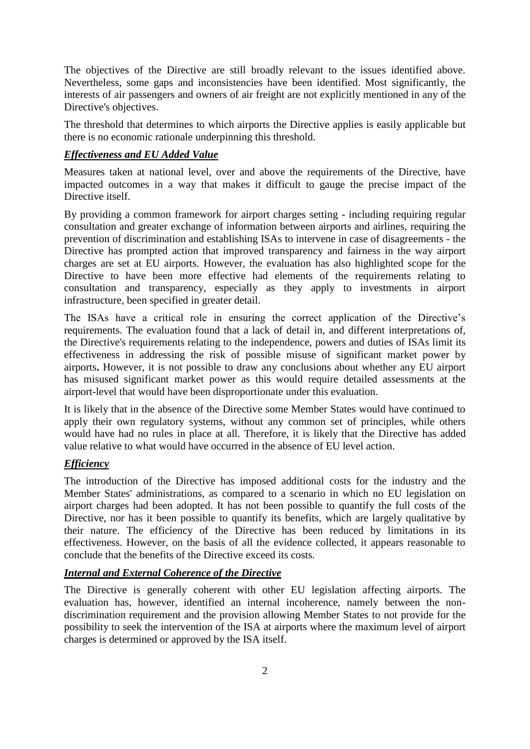The objectives of the Directive are still broadly relevant to the issues identified above. Nevertheless, some gaps and inconsistencies have been identified. Most significantly, the interests of air passengers and owners of air freight are not explicitly mentioned in any of the Directive's objectives.

The threshold that determines to which airports the Directive applies is easily applicable but there is no economic rationale underpinning this threshold.

***Effectiveness and EU Added Value***

Measures taken at national level, over and above the requirements of the Directive, have impacted outcomes in a way that makes it difficult to gauge the precise impact of the Directive itself.

By providing a common framework for airport charges setting - including requiring regular consultation and greater exchange of information between airports and airlines, requiring the prevention of discrimination and establishing ISAs to intervene in case of disagreements - the Directive has prompted action that improved transparency and fairness in the way airport charges are set at EU airports. However, the evaluation has also highlighted scope for the Directive to have been more effective had elements of the requirements relating to consultation and transparency, especially as they apply to investments in airport infrastructure, been specified in greater detail.

The ISAs have a critical role in ensuring the correct application of the Directive's requirements. The evaluation found that a lack of detail in, and different interpretations of, the Directive's requirements relating to the independence, powers and duties of ISAs limit its effectiveness in addressing the risk of possible misuse of significant market power by airports**.** However, it is not possible to draw any conclusions about whether any EU airport has misused significant market power as this would require detailed assessments at the airport-level that would have been disproportionate under this evaluation.

It is likely that in the absence of the Directive some Member States would have continued to apply their own regulatory systems, without any common set of principles, while others would have had no rules in place at all. Therefore, it is likely that the Directive has added value relative to what would have occurred in the absence of EU level action.

***Efficiency***

The introduction of the Directive has imposed additional costs for the industry and the Member States' administrations, as compared to a scenario in which no EU legislation on airport charges had been adopted. It has not been possible to quantify the full costs of the Directive, nor has it been possible to quantify its benefits, which are largely qualitative by their nature. The efficiency of the Directive has been reduced by limitations in its effectiveness. However, on the basis of all the evidence collected, it appears reasonable to conclude that the benefits of the Directive exceed its costs.

***Internal and External Coherence of the Directive***

The Directive is generally coherent with other EU legislation affecting airports. The evaluation has, however, identified an internal incoherence, namely between the non-discrimination requirement and the provision allowing Member States to not provide for the possibility to seek the intervention of the ISA at airports where the maximum level of airport charges is determined or approved by the ISA itself.